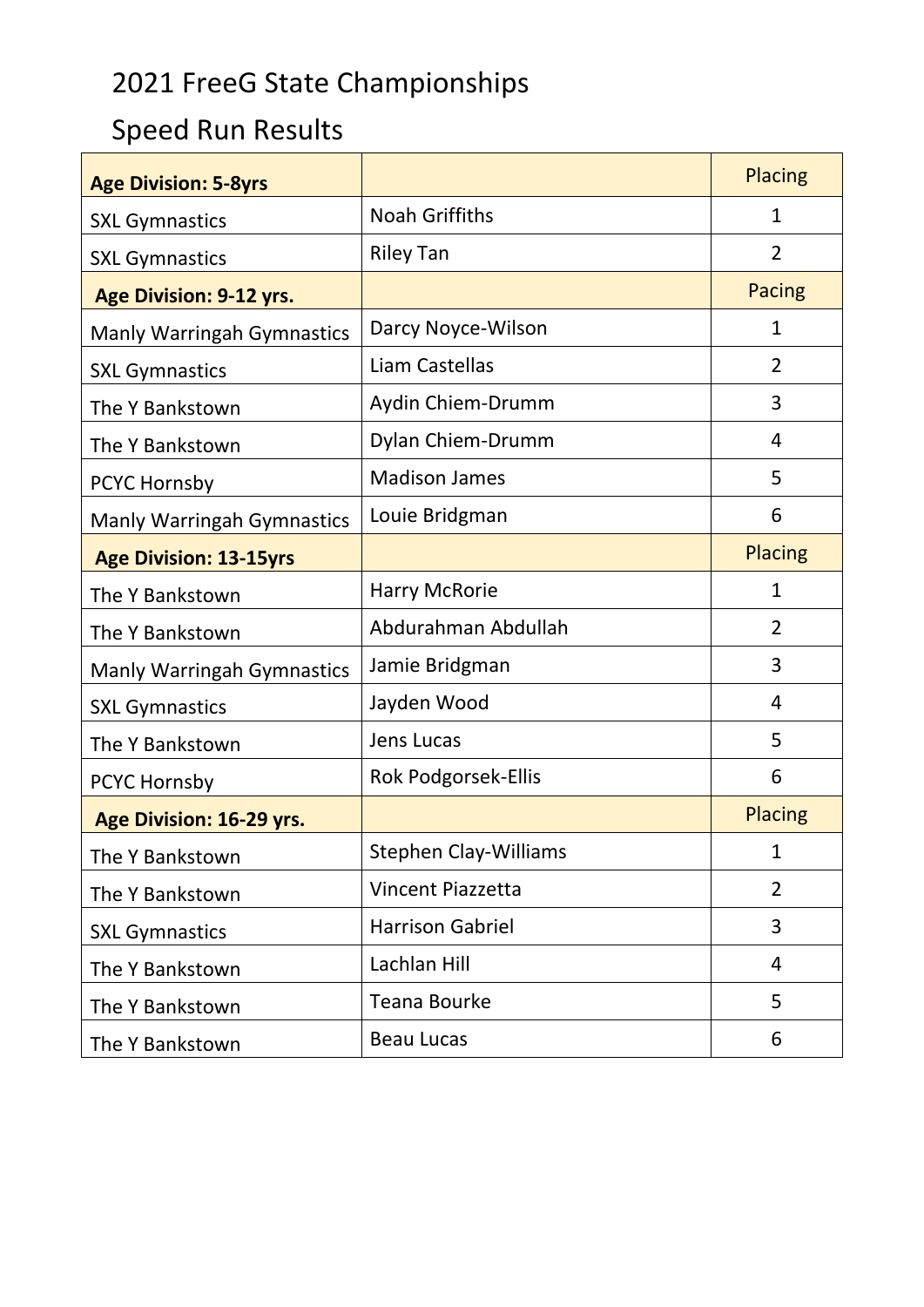# 2021 FreeG State Championships

## Speed Run Results

| **Age Division: 5-8yrs** | | Placing |
|---|---|---|
| SXL Gymnastics | Noah Griffiths | 1 |
| SXL Gymnastics | Riley Tan | 2 |
| **Age Division: 9-12 yrs.** | | Pacing |
| Manly Warringah Gymnastics | Darcy Noyce-Wilson | 1 |
| SXL Gymnastics | Liam Castellas | 2 |
| The Y Bankstown | Aydin Chiem-Drumm | 3 |
| The Y Bankstown | Dylan Chiem-Drumm | 4 |
| PCYC Hornsby | Madison James | 5 |
| Manly Warringah Gymnastics | Louie Bridgman | 6 |
| **Age Division: 13-15yrs** | | Placing |
| The Y Bankstown | Harry McRorie | 1 |
| The Y Bankstown | Abdurahman Abdullah | 2 |
| Manly Warringah Gymnastics | Jamie Bridgman | 3 |
| SXL Gymnastics | Jayden Wood | 4 |
| The Y Bankstown | Jens Lucas | 5 |
| PCYC Hornsby | Rok Podgorsek-Ellis | 6 |
| **Age Division: 16-29 yrs.** | | Placing |
| The Y Bankstown | Stephen Clay-Williams | 1 |
| The Y Bankstown | Vincent Piazzetta | 2 |
| SXL Gymnastics | Harrison Gabriel | 3 |
| The Y Bankstown | Lachlan Hill | 4 |
| The Y Bankstown | Teana Bourke | 5 |
| The Y Bankstown | Beau Lucas | 6 |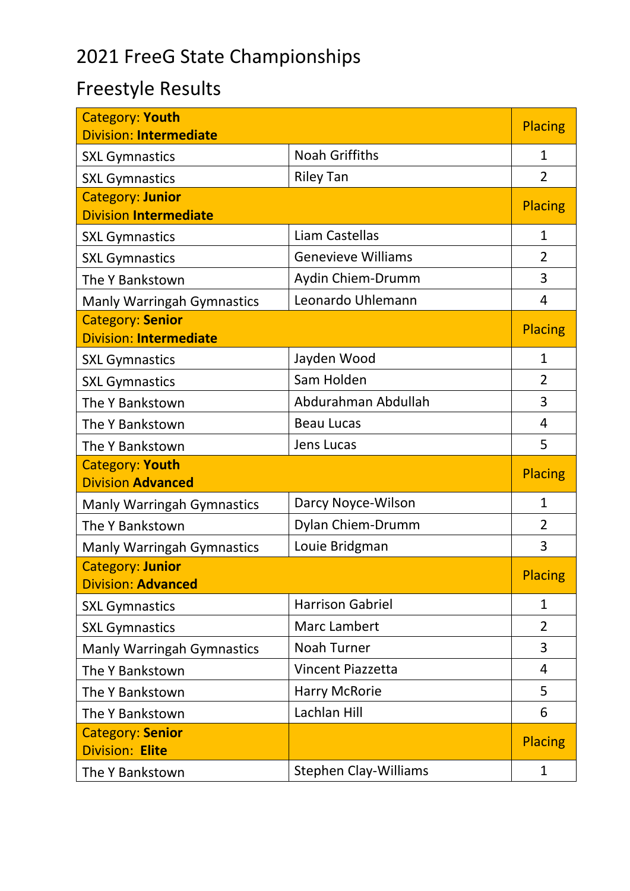# 2021 FreeG State Championships

## Freestyle Results

| Category: **Youth**<br>Division: **Intermediate** | | Placing |
|---|---|---|
| SXL Gymnastics | Noah Griffiths | 1 |
| SXL Gymnastics | Riley Tan | 2 |
| Category: **Junior**<br>Division **Intermediate** | | Placing |
| SXL Gymnastics | Liam Castellas | 1 |
| SXL Gymnastics | Genevieve Williams | 2 |
| The Y Bankstown | Aydin Chiem-Drumm | 3 |
| Manly Warringah Gymnastics | Leonardo Uhlemann | 4 |
| Category: **Senior**<br>Division: **Intermediate** | | Placing |
| SXL Gymnastics | Jayden Wood | 1 |
| SXL Gymnastics | Sam Holden | 2 |
| The Y Bankstown | Abdurahman Abdullah | 3 |
| The Y Bankstown | Beau Lucas | 4 |
| The Y Bankstown | Jens Lucas | 5 |
| Category: **Youth**<br>Division **Advanced** | | Placing |
| Manly Warringah Gymnastics | Darcy Noyce-Wilson | 1 |
| The Y Bankstown | Dylan Chiem-Drumm | 2 |
| Manly Warringah Gymnastics | Louie Bridgman | 3 |
| Category: **Junior**<br>Division: **Advanced** | | Placing |
| SXL Gymnastics | Harrison Gabriel | 1 |
| SXL Gymnastics | Marc Lambert | 2 |
| Manly Warringah Gymnastics | Noah Turner | 3 |
| The Y Bankstown | Vincent Piazzetta | 4 |
| The Y Bankstown | Harry McRorie | 5 |
| The Y Bankstown | Lachlan Hill | 6 |
| Category: **Senior**<br>Division: **Elite** | | Placing |
| The Y Bankstown | Stephen Clay-Williams | 1 |